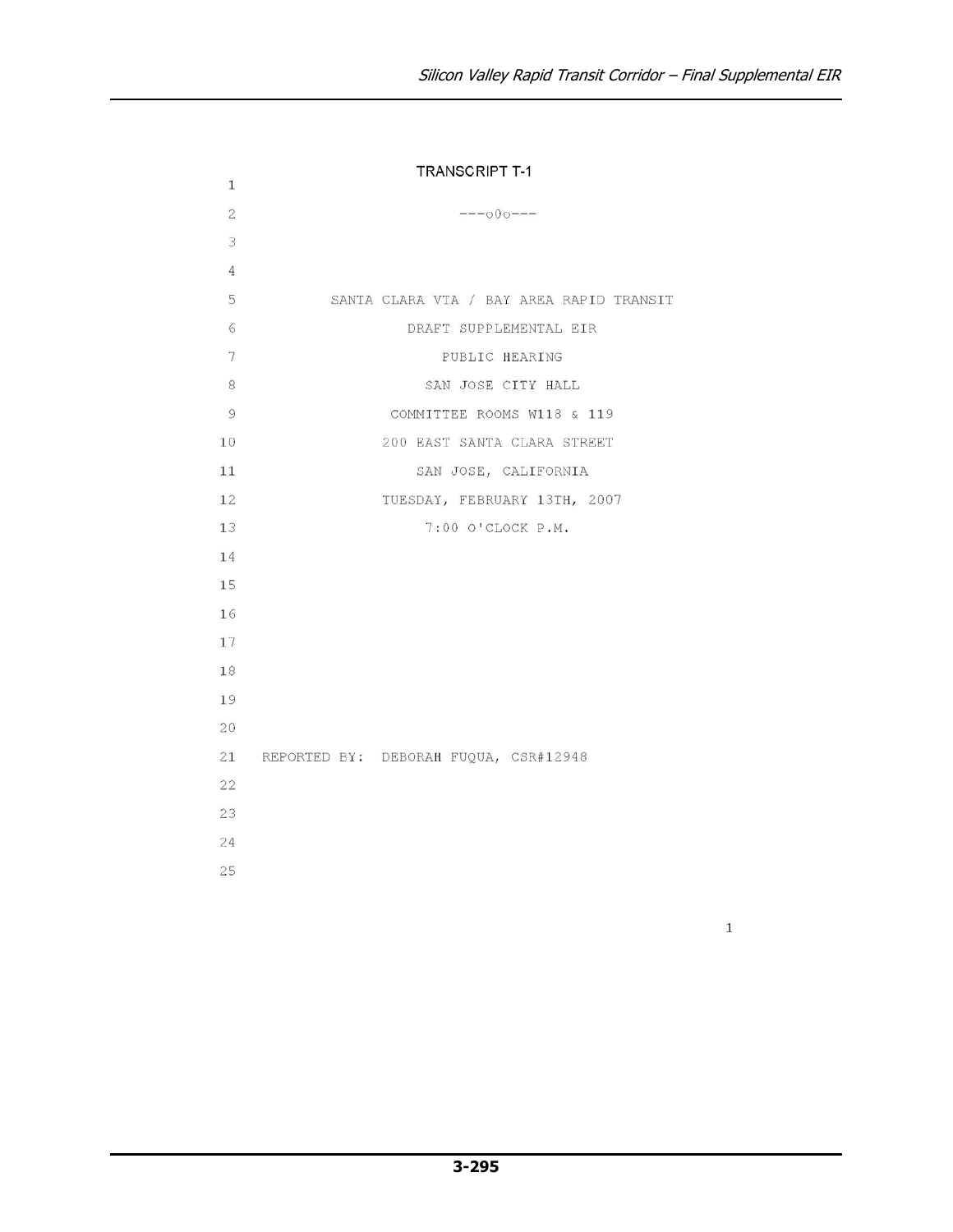# TRANSCRIPT T-1

---o0o---

SANTA CLARA VTA / BAY AREA RAPID TRANSIT

DRAFT SUPPLEMENTAL EIR

PUBLIC HEARING

SAN JOSE CITY HALL

COMMITTEE ROOMS W118 & 119

200 EAST SANTA CLARA STREET

SAN JOSE, CALIFORNIA

TUESDAY, FEBRUARY 13TH, 2007

7:00 O'CLOCK P.M.

REPORTED BY: DEBORAH FUQUA, CSR#12948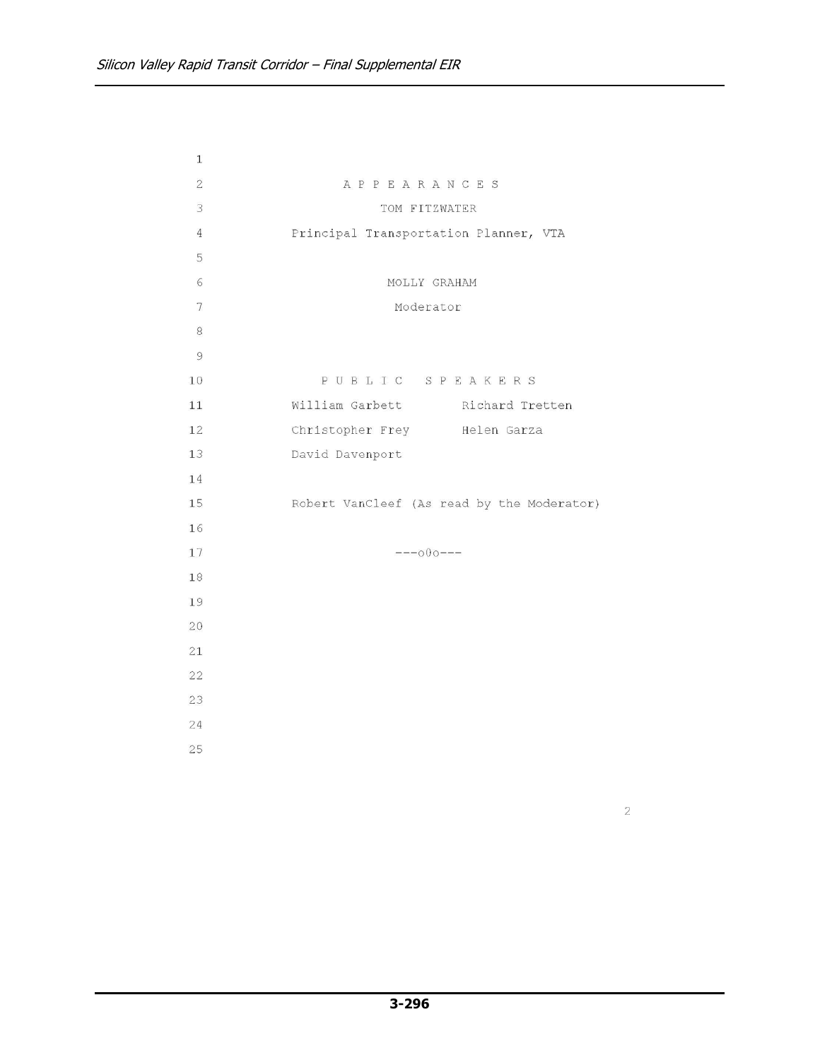## A P P E A R A N C E S

TOM FITZWATER
Principal Transportation Planner, VTA

MOLLY GRAHAM
Moderator

## P U B L I C   S P E A K E R S

William Garbett     Richard Tretten
Christopher Frey     Helen Garza
David Davenport

Robert VanCleef (As read by the Moderator)

---o0o---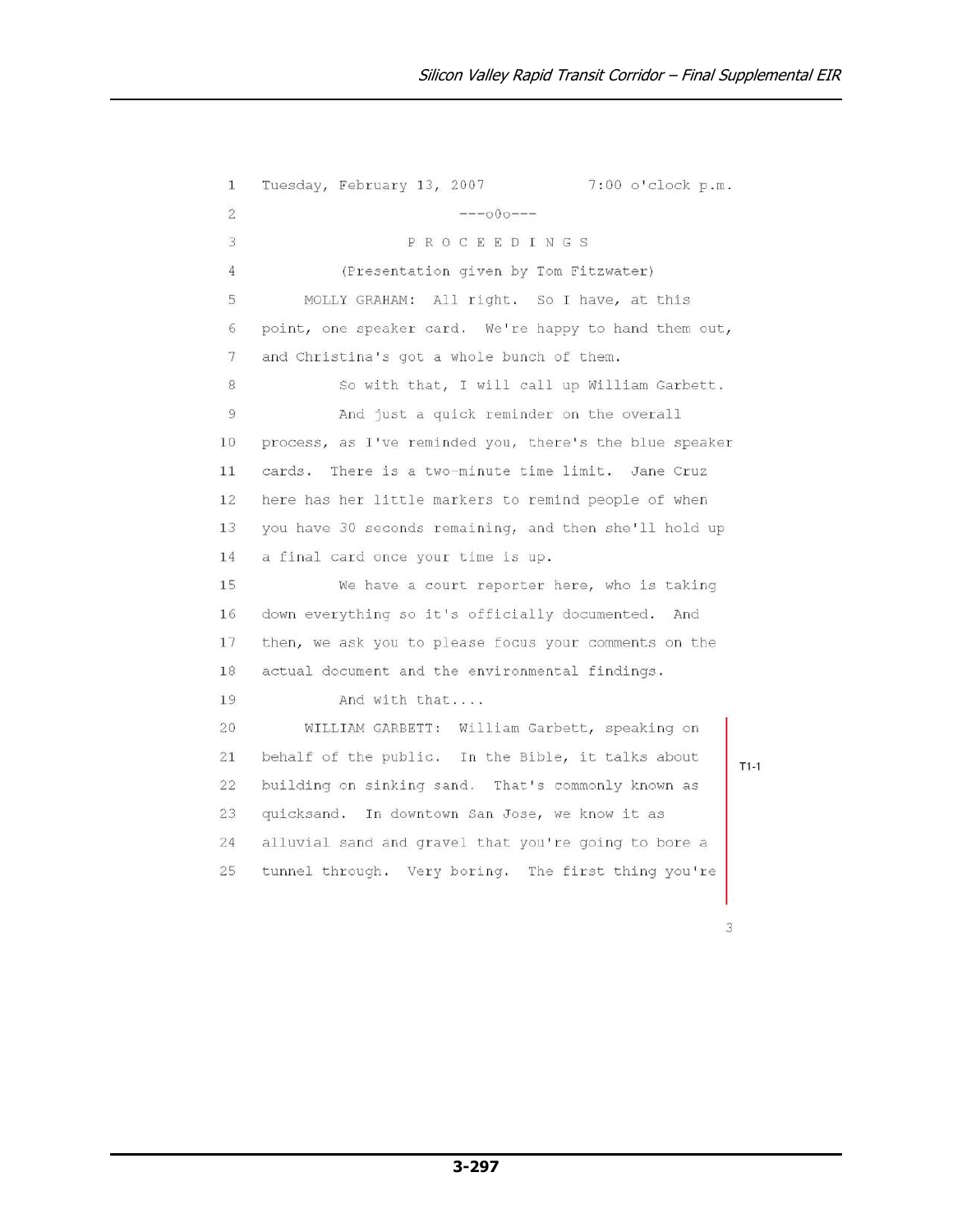1 Tuesday, February 13, 2007 7:00 o'clock p.m.

2 ---o0o---

3 P R O C E E D I N G S

4 (Presentation given by Tom Fitzwater)

5 MOLLY GRAHAM: All right. So I have, at this

6 point, one speaker card. We're happy to hand them out,

7 and Christina's got a whole bunch of them.

8 So with that, I will call up William Garbett.

9 And just a quick reminder on the overall

10 process, as I've reminded you, there's the blue speaker

11 cards. There is a two-minute time limit. Jane Cruz

12 here has her little markers to remind people of when

13 you have 30 seconds remaining, and then she'll hold up

14 a final card once your time is up.

15 We have a court reporter here, who is taking

16 down everything so it's officially documented. And

17 then, we ask you to please focus your comments on the

18 actual document and the environmental findings.

19 And with that....

20 WILLIAM GARBETT: William Garbett, speaking on

21 behalf of the public. In the Bible, it talks about

22 building on sinking sand. That's commonly known as

23 quicksand. In downtown San Jose, we know it as

24 alluvial sand and gravel that you're going to bore a

25 tunnel through. Very boring. The first thing you're

T1-1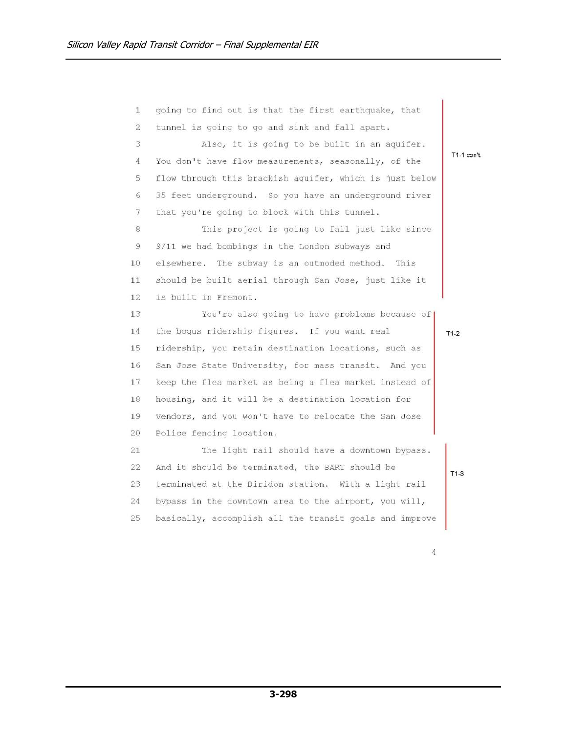going to find out is that the first earthquake, that tunnel is going to go and sink and fall apart.

Also, it is going to be built in an aquifer. You don't have flow measurements, seasonally, of the flow through this brackish aquifer, which is just below 35 feet underground. So you have an underground river that you're going to block with this tunnel.

This project is going to fail just like since 9/11 we had bombings in the London subways and elsewhere. The subway is an outmoded method. This should be built aerial through San Jose, just like it is built in Fremont.

T1-1 con't.

You're also going to have problems because of the bogus ridership figures. If you want real ridership, you retain destination locations, such as San Jose State University, for mass transit. And you keep the flea market as being a flea market instead of housing, and it will be a destination location for vendors, and you won't have to relocate the San Jose Police fencing location.

T1-2

The light rail should have a downtown bypass. And it should be terminated, the BART should be terminated at the Diridon station. With a light rail bypass in the downtown area to the airport, you will, basically, accomplish all the transit goals and improve

T1-3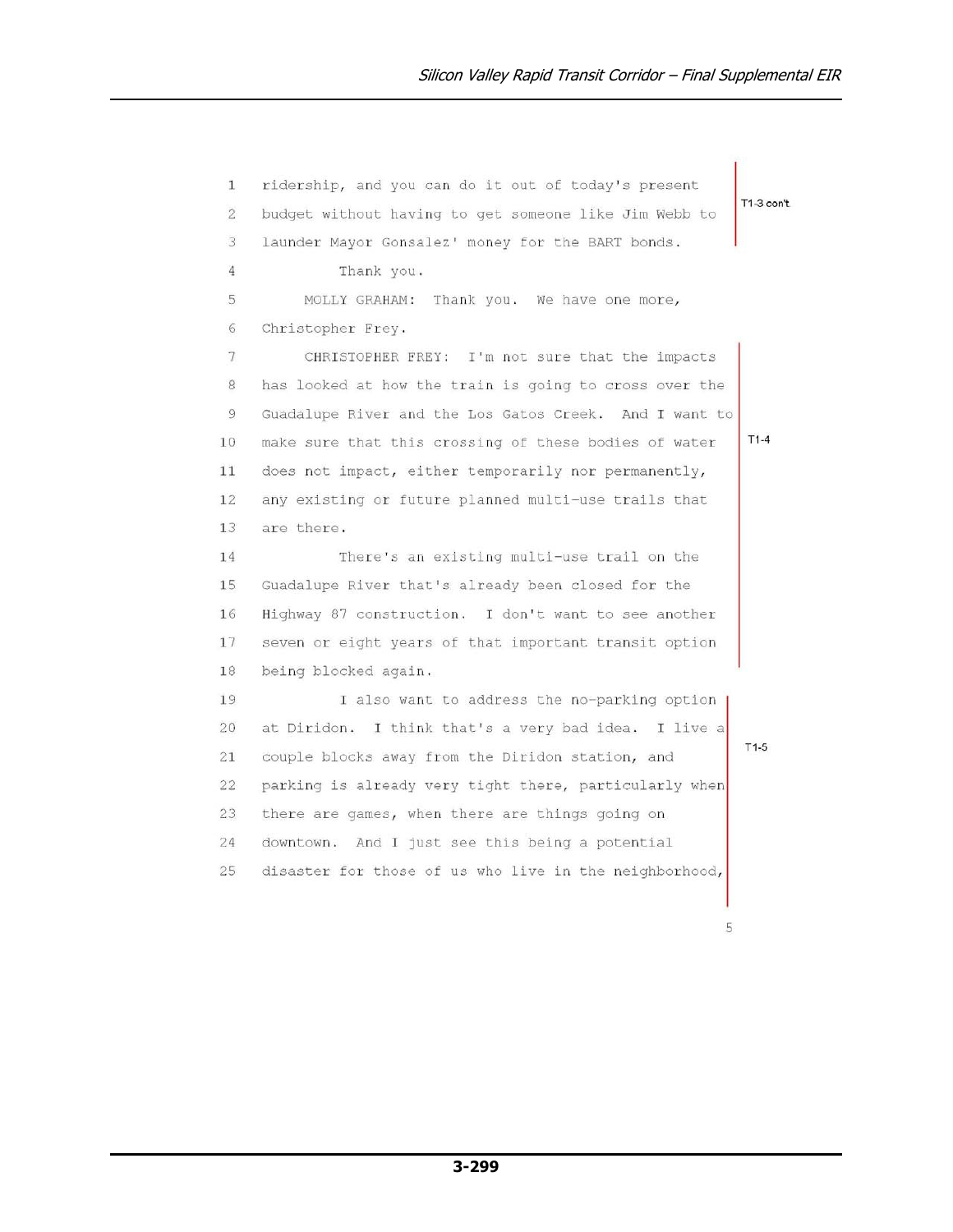ridership, and you can do it out of today's present budget without having to get someone like Jim Webb to launder Mayor Gonsalez' money for the BART bonds.

T1-3 con't.

Thank you.

MOLLY GRAHAM: Thank you. We have one more, Christopher Frey.

CHRISTOPHER FREY: I'm not sure that the impacts has looked at how the train is going to cross over the Guadalupe River and the Los Gatos Creek. And I want to make sure that this crossing of these bodies of water does not impact, either temporarily nor permanently, any existing or future planned multi-use trails that are there.

There's an existing multi-use trail on the Guadalupe River that's already been closed for the Highway 87 construction. I don't want to see another seven or eight years of that important transit option being blocked again.

T1-4

I also want to address the no-parking option at Diridon. I think that's a very bad idea. I live a couple blocks away from the Diridon station, and parking is already very tight there, particularly when there are games, when there are things going on downtown. And I just see this being a potential disaster for those of us who live in the neighborhood,

T1-5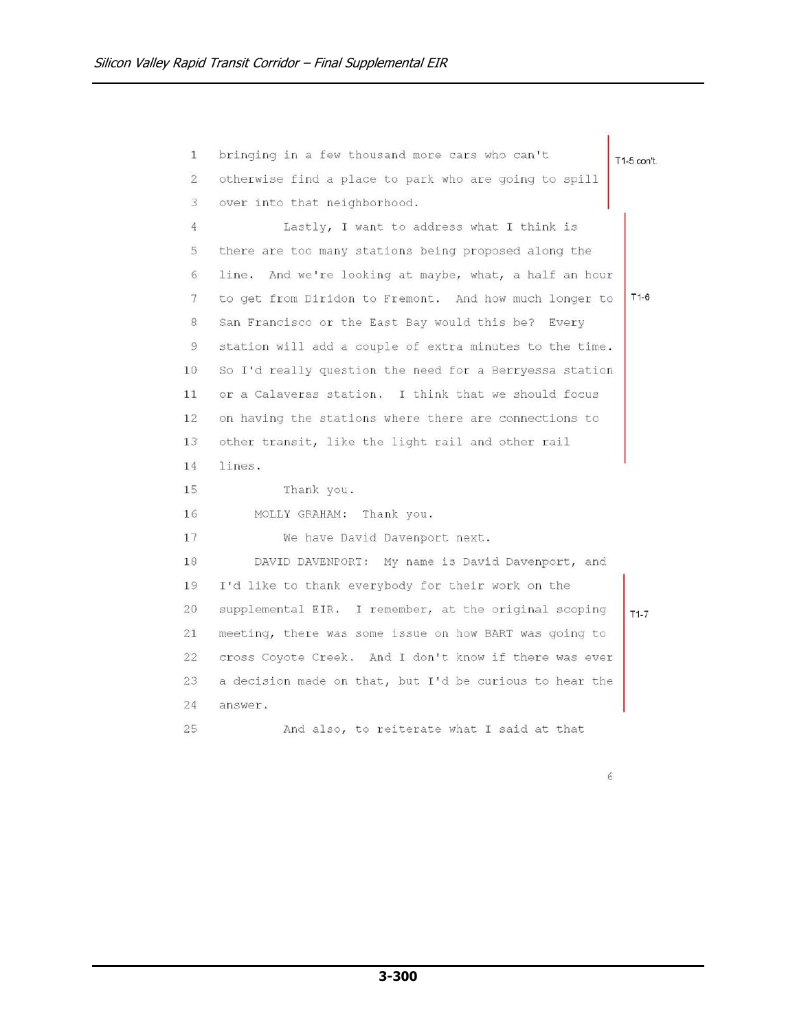1 bringing in a few thousand more cars who can't
2 otherwise find a place to park who are going to spill
3 over into that neighborhood. — T1-5 con't.

4 Lastly, I want to address what I think is
5 there are too many stations being proposed along the
6 line. And we're looking at maybe, what, a half an hour
7 to get from Diridon to Fremont. And how much longer to
8 San Francisco or the East Bay would this be? Every
9 station will add a couple of extra minutes to the time.
10 So I'd really question the need for a Berryessa station
11 or a Calaveras station. I think that we should focus
12 on having the stations where there are connections to
13 other transit, like the light rail and other rail
14 lines. — T1-6

15 Thank you.
16 MOLLY GRAHAM: Thank you.
17 We have David Davenport next.
18 DAVID DAVENPORT: My name is David Davenport, and
19 I'd like to thank everybody for their work on the
20 supplemental EIR. I remember, at the original scoping
21 meeting, there was some issue on how BART was going to
22 cross Coyote Creek. And I don't know if there was ever
23 a decision made on that, but I'd be curious to hear the
24 answer. — T1-7

25 And also, to reiterate what I said at that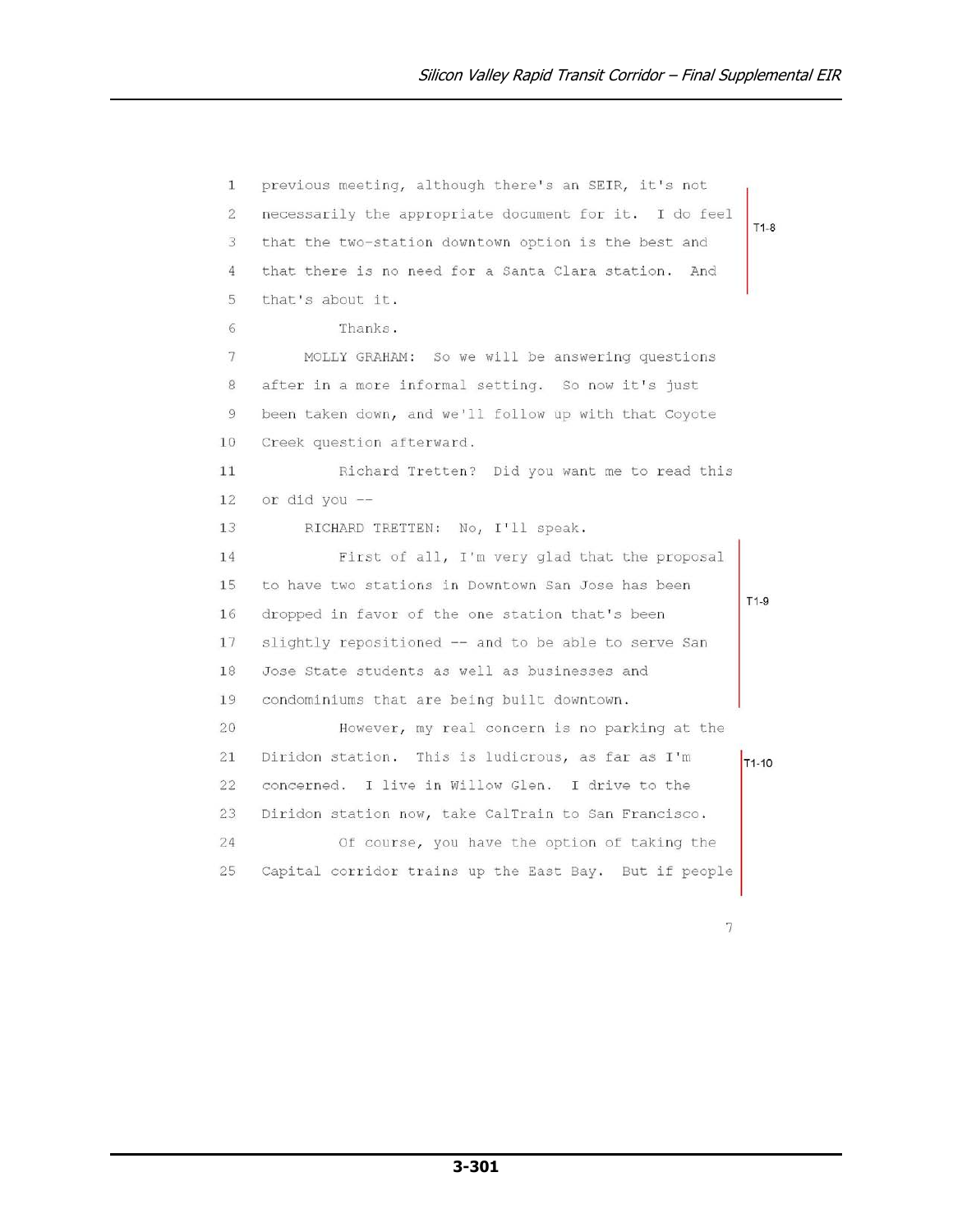1 previous meeting, although there's an SEIR, it's not
2 necessarily the appropriate document for it. I do feel
3 that the two-station downtown option is the best and
4 that there is no need for a Santa Clara station. And
5 that's about it.

T1-8

6 Thanks.
7 MOLLY GRAHAM: So we will be answering questions
8 after in a more informal setting. So now it's just
9 been taken down, and we'll follow up with that Coyote
10 Creek question afterward.
11 Richard Tretten? Did you want me to read this
12 or did you --
13 RICHARD TRETTEN: No, I'll speak.
14 First of all, I'm very glad that the proposal
15 to have two stations in Downtown San Jose has been
16 dropped in favor of the one station that's been
17 slightly repositioned -- and to be able to serve San
18 Jose State students as well as businesses and
19 condominiums that are being built downtown.

T1-9

20 However, my real concern is no parking at the
21 Diridon station. This is ludicrous, as far as I'm
22 concerned. I live in Willow Glen. I drive to the
23 Diridon station now, take CalTrain to San Francisco.
24 Of course, you have the option of taking the
25 Capital corridor trains up the East Bay. But if people

T1-10

7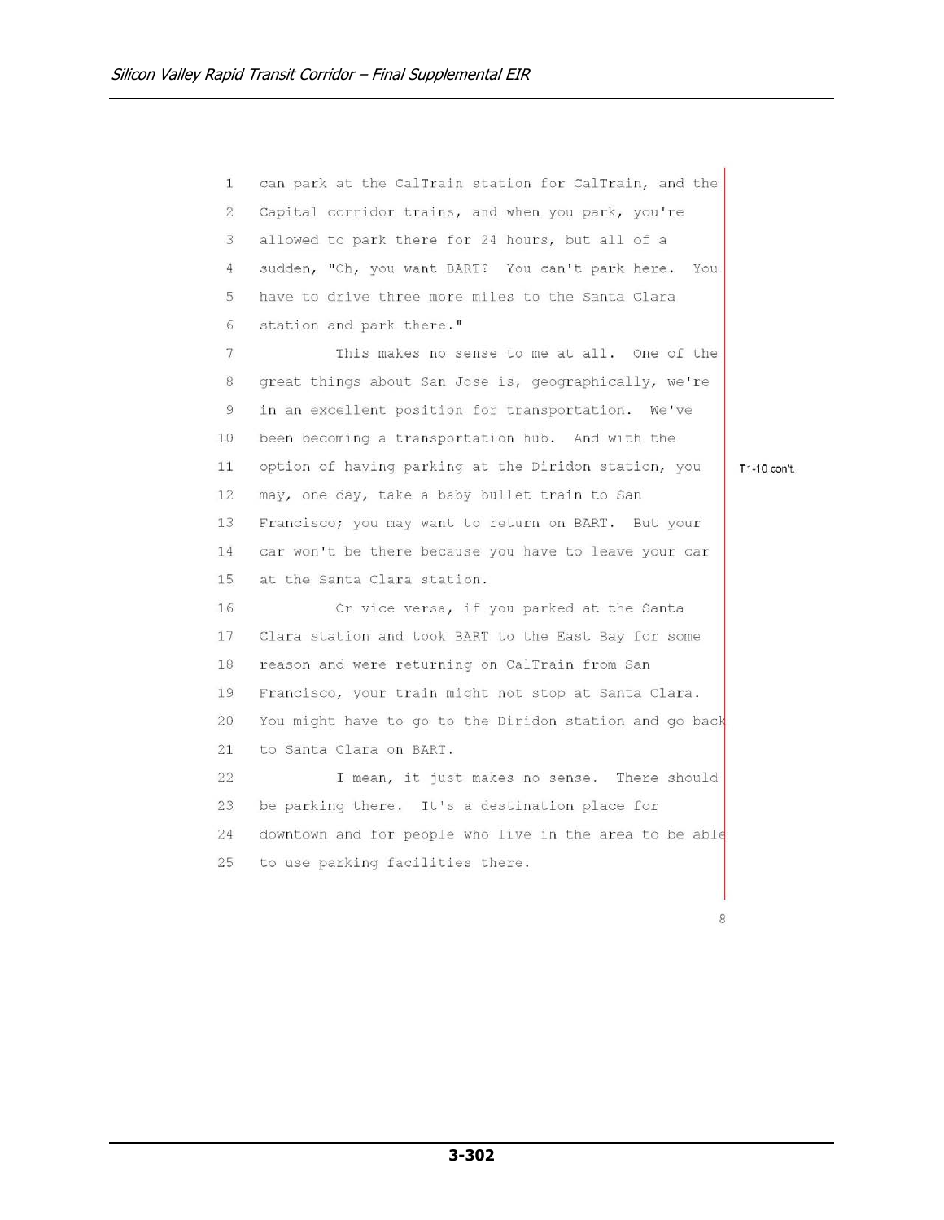1 can park at the CalTrain station for CalTrain, and the
2 Capital corridor trains, and when you park, you're
3 allowed to park there for 24 hours, but all of a
4 sudden, "Oh, you want BART? You can't park here. You
5 have to drive three more miles to the Santa Clara
6 station and park there."
7 This makes no sense to me at all. One of the
8 great things about San Jose is, geographically, we're
9 in an excellent position for transportation. We've
10 been becoming a transportation hub. And with the
11 option of having parking at the Diridon station, you
12 may, one day, take a baby bullet train to San
13 Francisco; you may want to return on BART. But your
14 car won't be there because you have to leave your car
15 at the Santa Clara station.
16 Or vice versa, if you parked at the Santa
17 Clara station and took BART to the East Bay for some
18 reason and were returning on CalTrain from San
19 Francisco, your train might not stop at Santa Clara.
20 You might have to go to the Diridon station and go back
21 to Santa Clara on BART.
22 I mean, it just makes no sense. There should
23 be parking there. It's a destination place for
24 downtown and for people who live in the area to be able
25 to use parking facilities there.

T1-10 con't.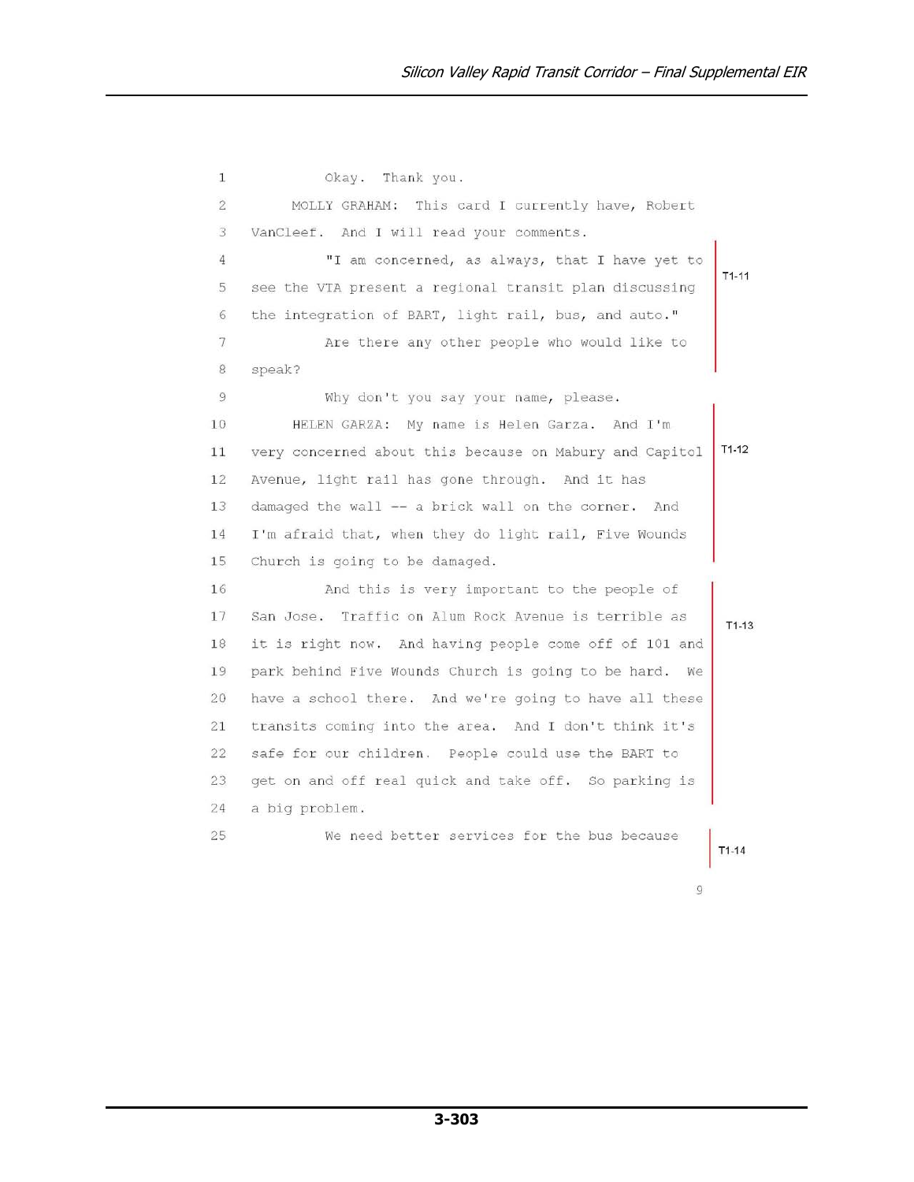1 Okay. Thank you.

2 MOLLY GRAHAM: This card I currently have, Robert

3 VanCleef. And I will read your comments.

4 "I am concerned, as always, that I have yet to

5 see the VTA present a regional transit plan discussing

6 the integration of BART, light rail, bus, and auto."

7 Are there any other people who would like to

8 speak?

T1-11

9 Why don't you say your name, please.

10 HELEN GARZA: My name is Helen Garza. And I'm

11 very concerned about this because on Mabury and Capitol

12 Avenue, light rail has gone through. And it has

13 damaged the wall -- a brick wall on the corner. And

14 I'm afraid that, when they do light rail, Five Wounds

15 Church is going to be damaged.

T1-12

16 And this is very important to the people of

17 San Jose. Traffic on Alum Rock Avenue is terrible as

18 it is right now. And having people come off of 101 and

19 park behind Five Wounds Church is going to be hard. We

20 have a school there. And we're going to have all these

21 transits coming into the area. And I don't think it's

22 safe for our children. People could use the BART to

23 get on and off real quick and take off. So parking is

24 a big problem.

T1-13

25 We need better services for the bus because

T1-14

9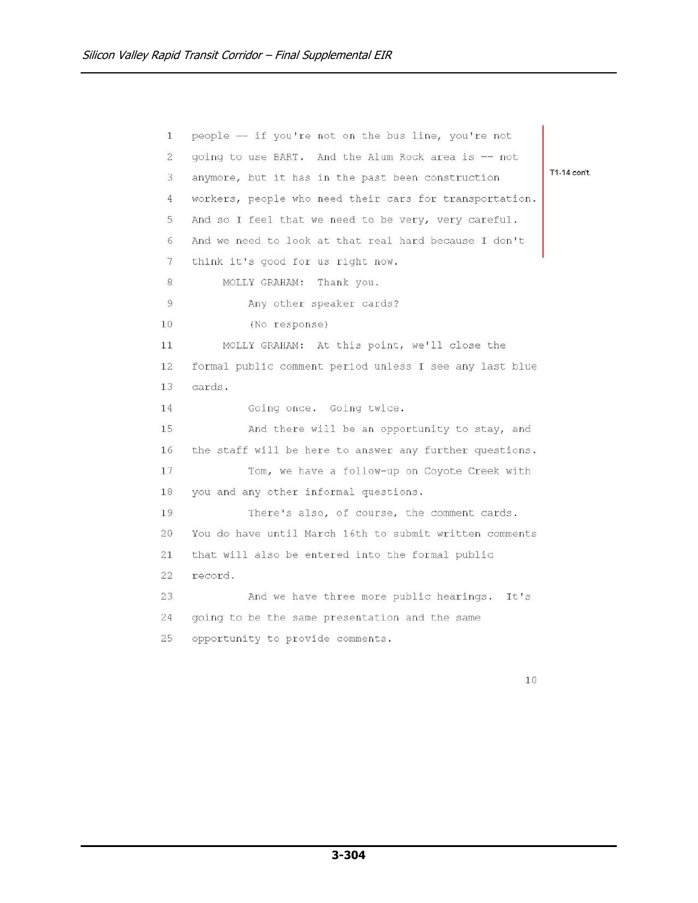1 people -- if you're not on the bus line, you're not
2 going to use BART. And the Alum Rock area is -- not
3 anymore, but it has in the past been construction
4 workers, people who need their cars for transportation.
5 And so I feel that we need to be very, very careful.
6 And we need to look at that real hard because I don't
7 think it's good for us right now.

T1-14 con't.

8 MOLLY GRAHAM: Thank you.
9 Any other speaker cards?
10 (No response)
11 MOLLY GRAHAM: At this point, we'll close the
12 formal public comment period unless I see any last blue
13 cards.
14 Going once. Going twice.
15 And there will be an opportunity to stay, and
16 the staff will be here to answer any further questions.
17 Tom, we have a follow-up on Coyote Creek with
18 you and any other informal questions.
19 There's also, of course, the comment cards.
20 You do have until March 16th to submit written comments
21 that will also be entered into the formal public
22 record.
23 And we have three more public hearings. It's
24 going to be the same presentation and the same
25 opportunity to provide comments.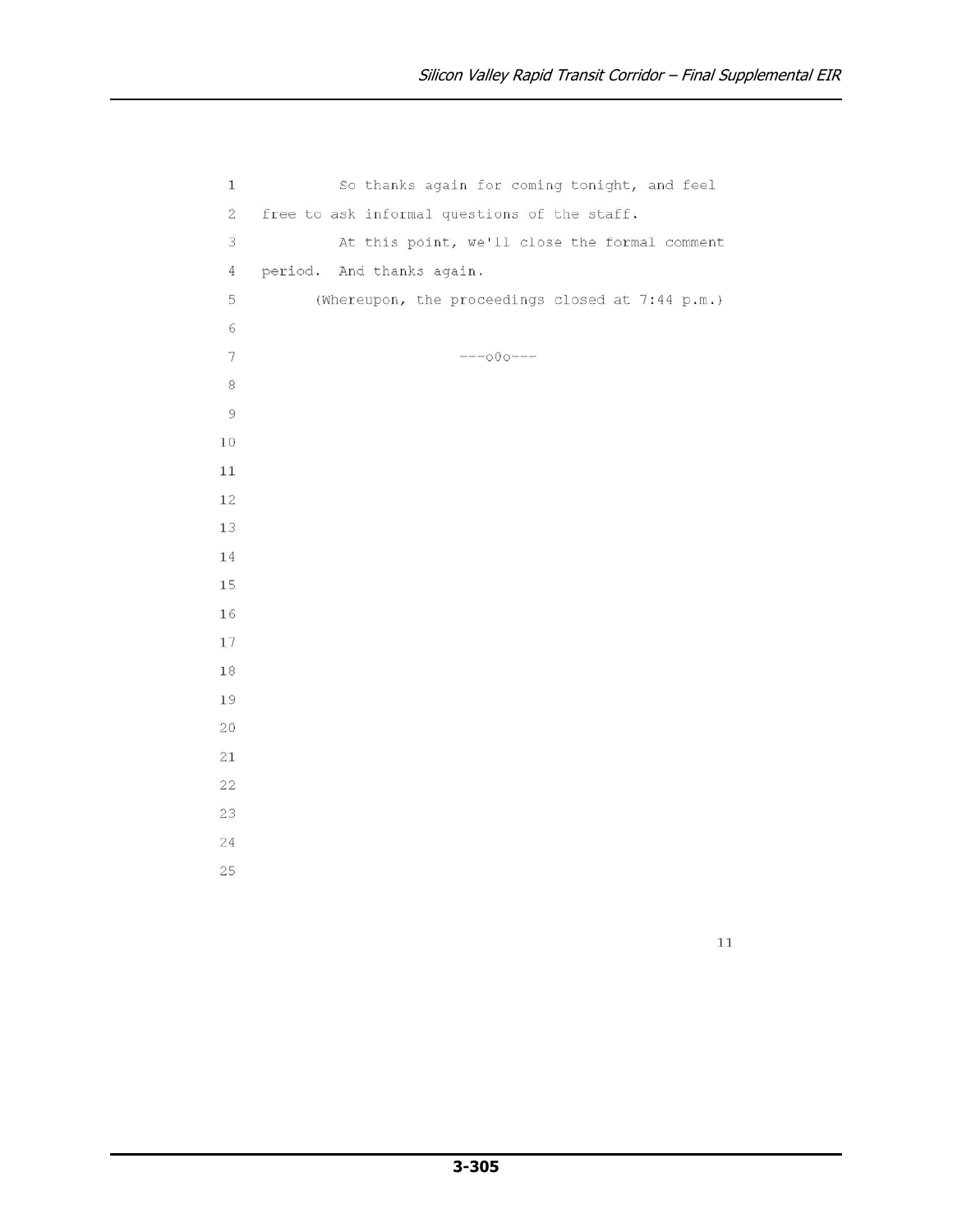So thanks again for coming tonight, and feel free to ask informal questions of the staff.

At this point, we'll close the formal comment period. And thanks again.

(Whereupon, the proceedings closed at 7:44 p.m.)

---o0o---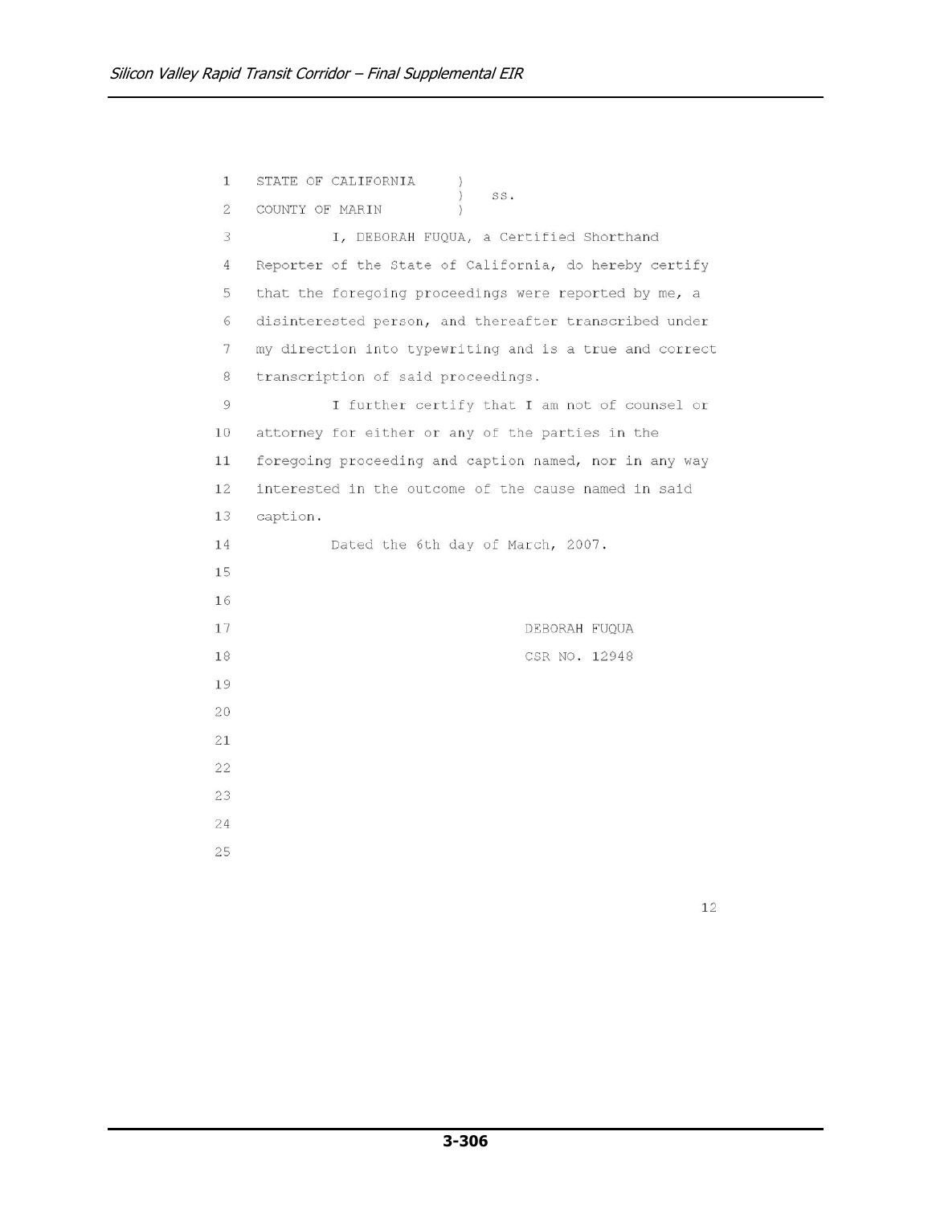STATE OF CALIFORNIA )
) ss.
COUNTY OF MARIN )

I, DEBORAH FUQUA, a Certified Shorthand Reporter of the State of California, do hereby certify that the foregoing proceedings were reported by me, a disinterested person, and thereafter transcribed under my direction into typewriting and is a true and correct transcription of said proceedings.

I further certify that I am not of counsel or attorney for either or any of the parties in the foregoing proceeding and caption named, nor in any way interested in the outcome of the cause named in said caption.

Dated the 6th day of March, 2007.

DEBORAH FUQUA
CSR NO. 12948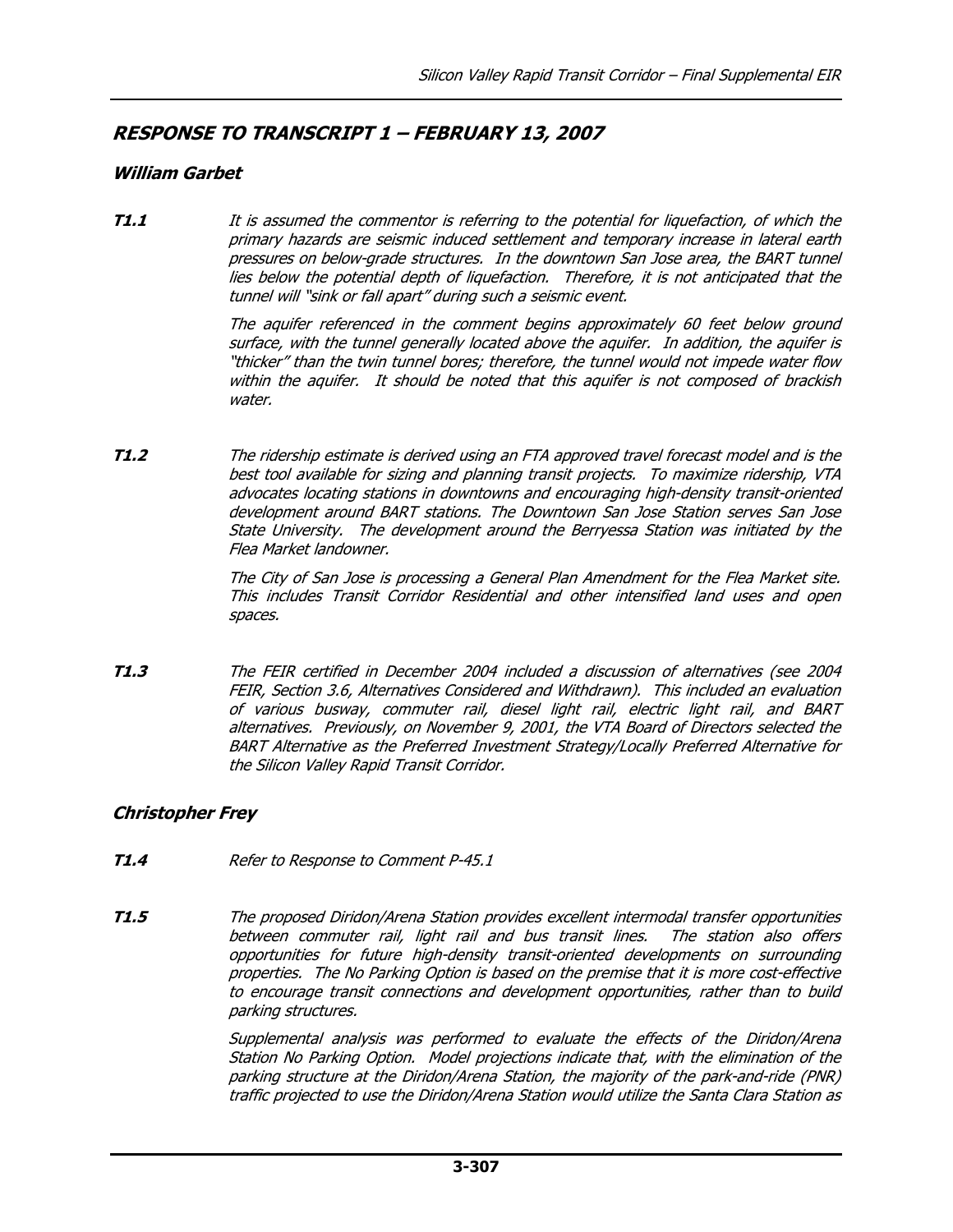## RESPONSE TO TRANSCRIPT 1 – FEBRUARY 13, 2007

### William Garbet

**T1.1** *It is assumed the commentor is referring to the potential for liquefaction, of which the primary hazards are seismic induced settlement and temporary increase in lateral earth pressures on below-grade structures. In the downtown San Jose area, the BART tunnel lies below the potential depth of liquefaction. Therefore, it is not anticipated that the tunnel will "sink or fall apart" during such a seismic event.*

*The aquifer referenced in the comment begins approximately 60 feet below ground surface, with the tunnel generally located above the aquifer. In addition, the aquifer is "thicker" than the twin tunnel bores; therefore, the tunnel would not impede water flow within the aquifer. It should be noted that this aquifer is not composed of brackish water.*

**T1.2** *The ridership estimate is derived using an FTA approved travel forecast model and is the best tool available for sizing and planning transit projects. To maximize ridership, VTA advocates locating stations in downtowns and encouraging high-density transit-oriented development around BART stations. The Downtown San Jose Station serves San Jose State University. The development around the Berryessa Station was initiated by the Flea Market landowner.*

*The City of San Jose is processing a General Plan Amendment for the Flea Market site. This includes Transit Corridor Residential and other intensified land uses and open spaces.*

**T1.3** *The FEIR certified in December 2004 included a discussion of alternatives (see 2004 FEIR, Section 3.6, Alternatives Considered and Withdrawn). This included an evaluation of various busway, commuter rail, diesel light rail, electric light rail, and BART alternatives. Previously, on November 9, 2001, the VTA Board of Directors selected the BART Alternative as the Preferred Investment Strategy/Locally Preferred Alternative for the Silicon Valley Rapid Transit Corridor.*

### Christopher Frey

**T1.4** *Refer to Response to Comment P-45.1*

**T1.5** *The proposed Diridon/Arena Station provides excellent intermodal transfer opportunities between commuter rail, light rail and bus transit lines. The station also offers opportunities for future high-density transit-oriented developments on surrounding properties. The No Parking Option is based on the premise that it is more cost-effective to encourage transit connections and development opportunities, rather than to build parking structures.*

*Supplemental analysis was performed to evaluate the effects of the Diridon/Arena Station No Parking Option. Model projections indicate that, with the elimination of the parking structure at the Diridon/Arena Station, the majority of the park-and-ride (PNR) traffic projected to use the Diridon/Arena Station would utilize the Santa Clara Station as*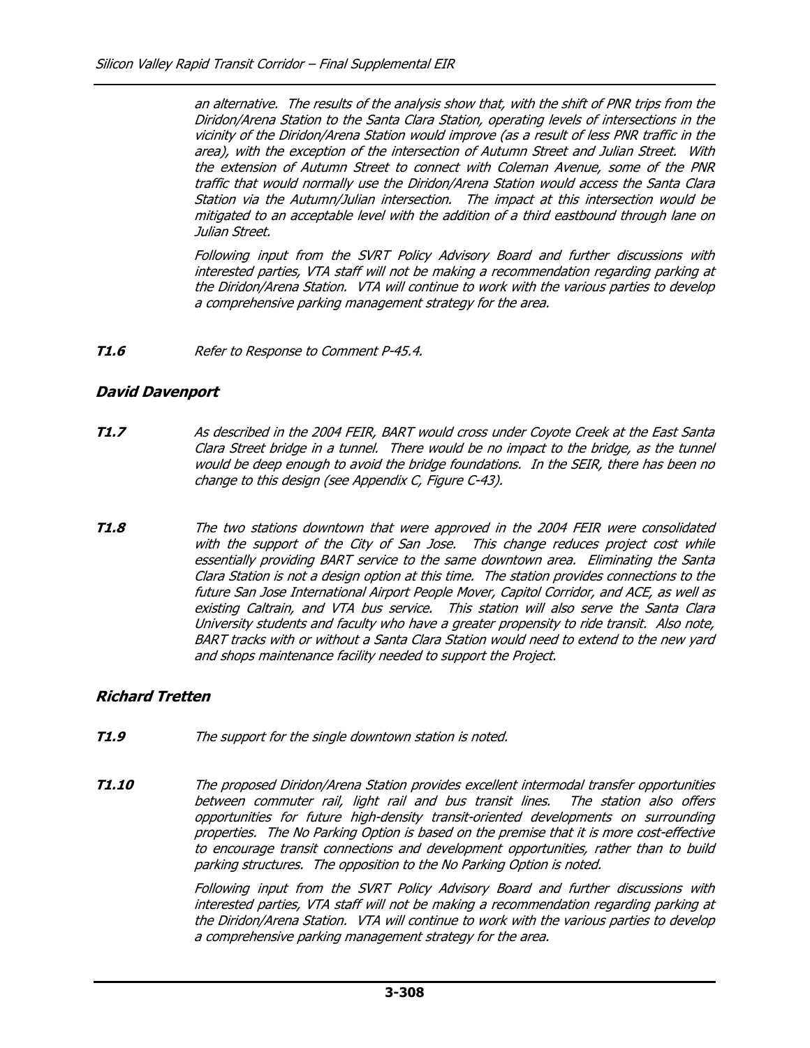*an alternative. The results of the analysis show that, with the shift of PNR trips from the Diridon/Arena Station to the Santa Clara Station, operating levels of intersections in the vicinity of the Diridon/Arena Station would improve (as a result of less PNR traffic in the area), with the exception of the intersection of Autumn Street and Julian Street. With the extension of Autumn Street to connect with Coleman Avenue, some of the PNR traffic that would normally use the Diridon/Arena Station would access the Santa Clara Station via the Autumn/Julian intersection. The impact at this intersection would be mitigated to an acceptable level with the addition of a third eastbound through lane on Julian Street.*

*Following input from the SVRT Policy Advisory Board and further discussions with interested parties, VTA staff will not be making a recommendation regarding parking at the Diridon/Arena Station. VTA will continue to work with the various parties to develop a comprehensive parking management strategy for the area.*

***T1.6*** *Refer to Response to Comment P-45.4.*

## *David Davenport*

***T1.7*** *As described in the 2004 FEIR, BART would cross under Coyote Creek at the East Santa Clara Street bridge in a tunnel. There would be no impact to the bridge, as the tunnel would be deep enough to avoid the bridge foundations. In the SEIR, there has been no change to this design (see Appendix C, Figure C-43).*

***T1.8*** *The two stations downtown that were approved in the 2004 FEIR were consolidated with the support of the City of San Jose. This change reduces project cost while essentially providing BART service to the same downtown area. Eliminating the Santa Clara Station is not a design option at this time. The station provides connections to the future San Jose International Airport People Mover, Capitol Corridor, and ACE, as well as existing Caltrain, and VTA bus service. This station will also serve the Santa Clara University students and faculty who have a greater propensity to ride transit. Also note, BART tracks with or without a Santa Clara Station would need to extend to the new yard and shops maintenance facility needed to support the Project.*

## *Richard Tretten*

***T1.9*** *The support for the single downtown station is noted.*

***T1.10*** *The proposed Diridon/Arena Station provides excellent intermodal transfer opportunities between commuter rail, light rail and bus transit lines. The station also offers opportunities for future high-density transit-oriented developments on surrounding properties. The No Parking Option is based on the premise that it is more cost-effective to encourage transit connections and development opportunities, rather than to build parking structures. The opposition to the No Parking Option is noted.*

*Following input from the SVRT Policy Advisory Board and further discussions with interested parties, VTA staff will not be making a recommendation regarding parking at the Diridon/Arena Station. VTA will continue to work with the various parties to develop a comprehensive parking management strategy for the area.*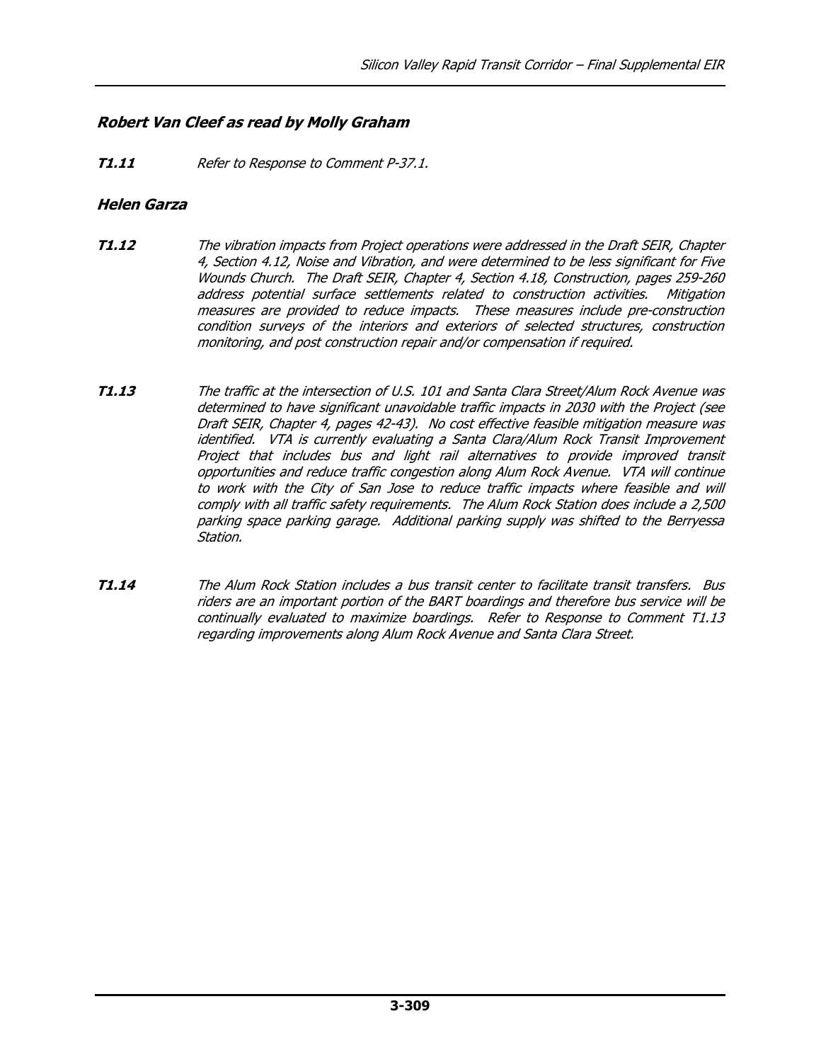### *Robert Van Cleef as read by Molly Graham*

***T1.11*** *Refer to Response to Comment P-37.1.*

### *Helen Garza*

***T1.12*** *The vibration impacts from Project operations were addressed in the Draft SEIR, Chapter 4, Section 4.12, Noise and Vibration, and were determined to be less significant for Five Wounds Church. The Draft SEIR, Chapter 4, Section 4.18, Construction, pages 259-260 address potential surface settlements related to construction activities. Mitigation measures are provided to reduce impacts. These measures include pre-construction condition surveys of the interiors and exteriors of selected structures, construction monitoring, and post construction repair and/or compensation if required.*

***T1.13*** *The traffic at the intersection of U.S. 101 and Santa Clara Street/Alum Rock Avenue was determined to have significant unavoidable traffic impacts in 2030 with the Project (see Draft SEIR, Chapter 4, pages 42-43). No cost effective feasible mitigation measure was identified. VTA is currently evaluating a Santa Clara/Alum Rock Transit Improvement Project that includes bus and light rail alternatives to provide improved transit opportunities and reduce traffic congestion along Alum Rock Avenue. VTA will continue to work with the City of San Jose to reduce traffic impacts where feasible and will comply with all traffic safety requirements. The Alum Rock Station does include a 2,500 parking space parking garage. Additional parking supply was shifted to the Berryessa Station.*

***T1.14*** *The Alum Rock Station includes a bus transit center to facilitate transit transfers. Bus riders are an important portion of the BART boardings and therefore bus service will be continually evaluated to maximize boardings. Refer to Response to Comment T1.13 regarding improvements along Alum Rock Avenue and Santa Clara Street.*